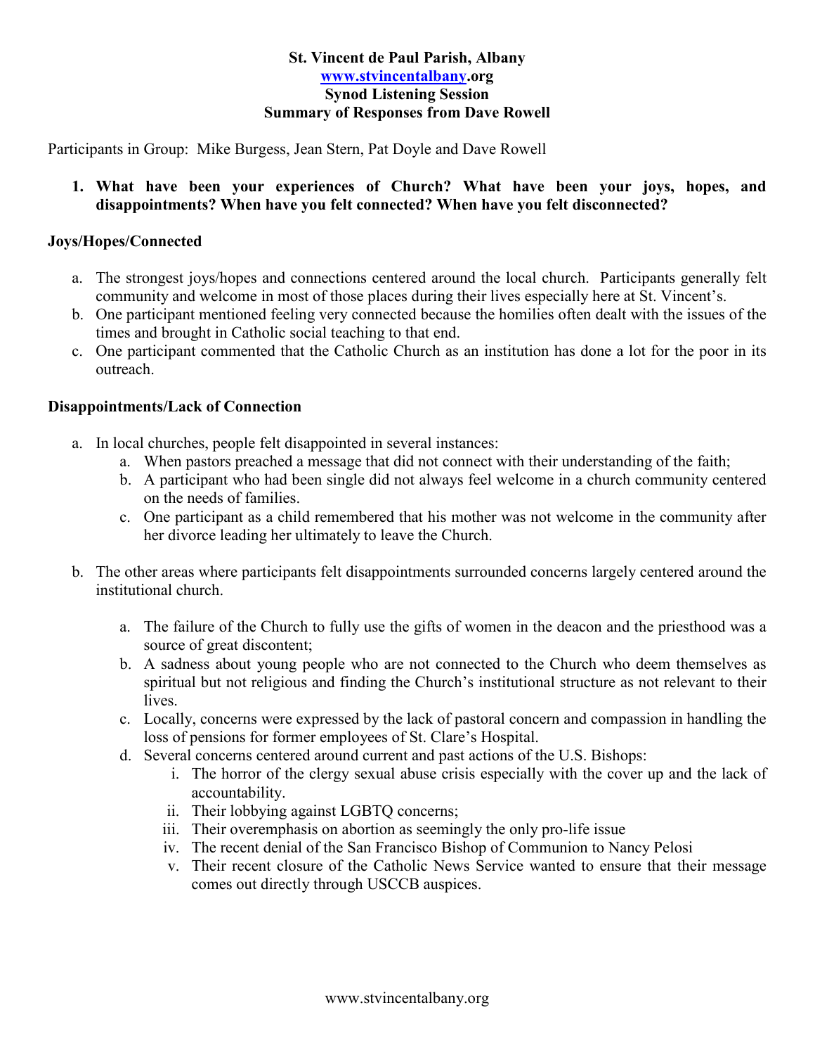**St. Vincent de Paul Parish, Albany**
**www.stvincentalbany.org**
**Synod Listening Session**
**Summary of Responses from Dave Rowell**

Participants in Group: Mike Burgess, Jean Stern, Pat Doyle and Dave Rowell

1. **What have been your experiences of Church? What have been your joys, hopes, and disappointments? When have you felt connected? When have you felt disconnected?**

### Joys/Hopes/Connected

a. The strongest joys/hopes and connections centered around the local church. Participants generally felt community and welcome in most of those places during their lives especially here at St. Vincent's.
b. One participant mentioned feeling very connected because the homilies often dealt with the issues of the times and brought in Catholic social teaching to that end.
c. One participant commented that the Catholic Church as an institution has done a lot for the poor in its outreach.

### Disappointments/Lack of Connection

a. In local churches, people felt disappointed in several instances:
    a. When pastors preached a message that did not connect with their understanding of the faith;
    b. A participant who had been single did not always feel welcome in a church community centered on the needs of families.
    c. One participant as a child remembered that his mother was not welcome in the community after her divorce leading her ultimately to leave the Church.

b. The other areas where participants felt disappointments surrounded concerns largely centered around the institutional church.
    a. The failure of the Church to fully use the gifts of women in the deacon and the priesthood was a source of great discontent;
    b. A sadness about young people who are not connected to the Church who deem themselves as spiritual but not religious and finding the Church's institutional structure as not relevant to their lives.
    c. Locally, concerns were expressed by the lack of pastoral concern and compassion in handling the loss of pensions for former employees of St. Clare's Hospital.
    d. Several concerns centered around current and past actions of the U.S. Bishops:
        i. The horror of the clergy sexual abuse crisis especially with the cover up and the lack of accountability.
        ii. Their lobbying against LGBTQ concerns;
        iii. Their overemphasis on abortion as seemingly the only pro-life issue
        iv. The recent denial of the San Francisco Bishop of Communion to Nancy Pelosi
        v. Their recent closure of the Catholic News Service wanted to ensure that their message comes out directly through USCCB auspices.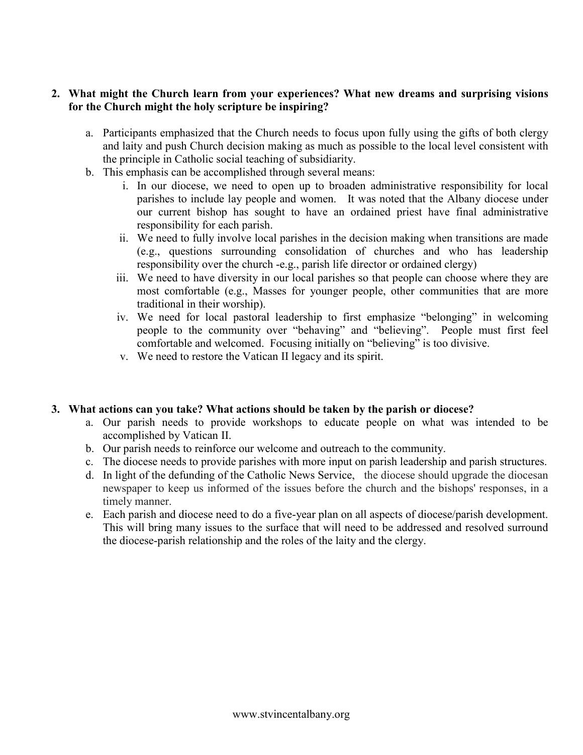2. **What might the Church learn from your experiences? What new dreams and surprising visions for the Church might the holy scripture be inspiring?**

   a. Participants emphasized that the Church needs to focus upon fully using the gifts of both clergy and laity and push Church decision making as much as possible to the local level consistent with the principle in Catholic social teaching of subsidiarity.

   b. This emphasis can be accomplished through several means:

      i. In our diocese, we need to open up to broaden administrative responsibility for local parishes to include lay people and women. It was noted that the Albany diocese under our current bishop has sought to have an ordained priest have final administrative responsibility for each parish.

      ii. We need to fully involve local parishes in the decision making when transitions are made (e.g., questions surrounding consolidation of churches and who has leadership responsibility over the church -e.g., parish life director or ordained clergy)

      iii. We need to have diversity in our local parishes so that people can choose where they are most comfortable (e.g., Masses for younger people, other communities that are more traditional in their worship).

      iv. We need for local pastoral leadership to first emphasize "belonging" in welcoming people to the community over "behaving" and "believing". People must first feel comfortable and welcomed. Focusing initially on "believing" is too divisive.

      v. We need to restore the Vatican II legacy and its spirit.

3. **What actions can you take? What actions should be taken by the parish or diocese?**

   a. Our parish needs to provide workshops to educate people on what was intended to be accomplished by Vatican II.

   b. Our parish needs to reinforce our welcome and outreach to the community.

   c. The diocese needs to provide parishes with more input on parish leadership and parish structures.

   d. In light of the defunding of the Catholic News Service, the diocese should upgrade the diocesan newspaper to keep us informed of the issues before the church and the bishops' responses, in a timely manner.

   e. Each parish and diocese need to do a five-year plan on all aspects of diocese/parish development. This will bring many issues to the surface that will need to be addressed and resolved surround the diocese-parish relationship and the roles of the laity and the clergy.

www.stvincentalbany.org